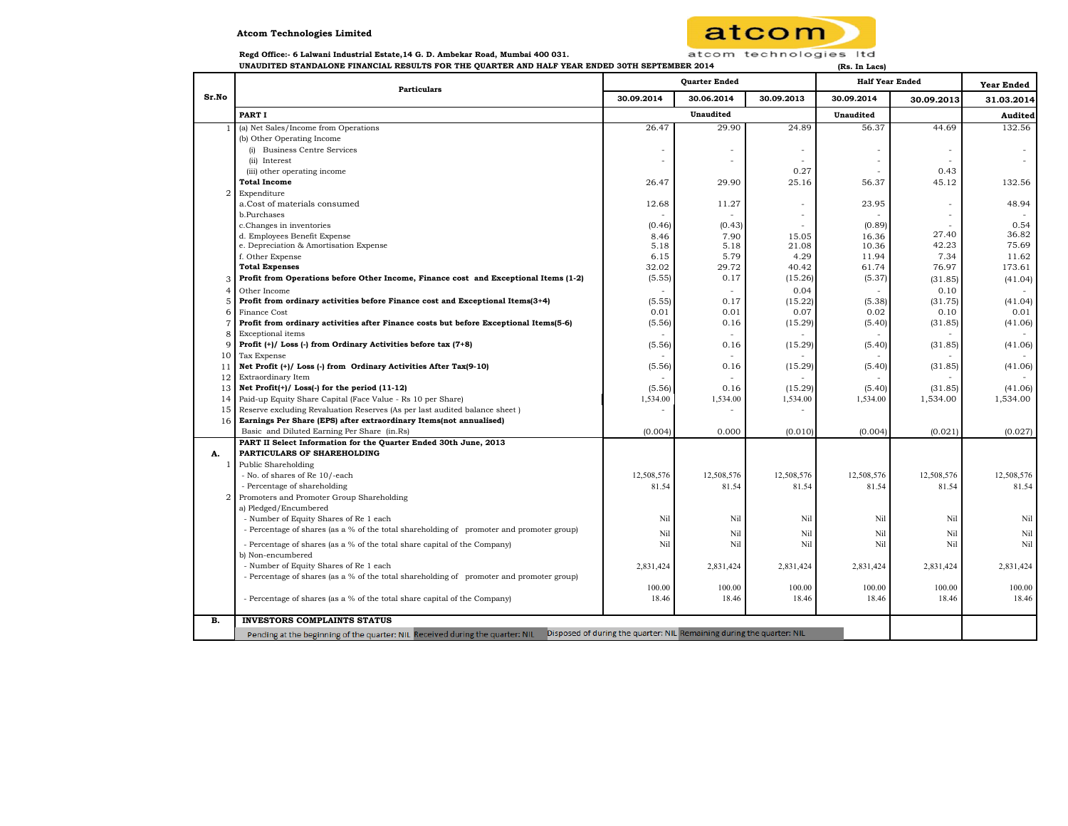**Atcom Technologies Limited**

**Regd Office:- 6 Lalwani Industrial Estate,14 G. D. Ambekar Road, Mumbai 400 031.**

**UNAUDITED STANDALONE FINANCIAL RESULTS FOR THE QUARTER AND HALF YEAR ENDED 30TH SEPTEMBER 2014**

**(Rs. In Lacs)**

| Sr.No | Particulars | Quarter Ended | | | Half Year Ended | | Year Ended |
|---|---|---|---|---|---|---|---|
| | | 30.09.2014 | 30.06.2014 | 30.09.2013 | 30.09.2014 | 30.09.2013 | 31.03.2014 |
| | **PART I** | Unaudited | | | Unaudited | | Audited |
| 1 | (a) Net Sales/Income from Operations | 26.47 | 29.90 | 24.89 | 56.37 | 44.69 | 132.56 |
| | (b) Other Operating Income | | | | | | |
| | (i) Business Centre Services | - | - | - | - | - | - |
| | (ii) Interest | - | - | - | - | - | - |
| | (iii) other operating income | | | 0.27 | - | 0.43 | |
| | **Total Income** | 26.47 | 29.90 | 25.16 | 56.37 | 45.12 | 132.56 |
| 2 | Expenditure | | | | | | |
| | a.Cost of materials consumed | 12.68 | 11.27 | - | 23.95 | - | 48.94 |
| | b.Purchases | - | - | - | - | - | - |
| | c.Changes in inventories | (0.46) | (0.43) | - | (0.89) | - | 0.54 |
| | d. Employees Benefit Expense | 8.46 | 7.90 | 15.05 | 16.36 | 27.40 | 36.82 |
| | e. Depreciation & Amortisation Expense | 5.18 | 5.18 | 21.08 | 10.36 | 42.23 | 75.69 |
| | f. Other Expense | 6.15 | 5.79 | 4.29 | 11.94 | 7.34 | 11.62 |
| | **Total Expenses** | 32.02 | 29.72 | 40.42 | 61.74 | 76.97 | 173.61 |
| 3 | **Profit from Operations before Other Income, Finance cost and Exceptional Items (1-2)** | (5.55) | 0.17 | (15.26) | (5.37) | (31.85) | (41.04) |
| 4 | Other Income | - | - | 0.04 | - | 0.10 | - |
| 5 | **Profit from ordinary activities before Finance cost and Exceptional Items(3+4)** | (5.55) | 0.17 | (15.22) | (5.38) | (31.75) | (41.04) |
| 6 | Finance Cost | 0.01 | 0.01 | 0.07 | 0.02 | 0.10 | 0.01 |
| 7 | **Profit from ordinary activities after Finance costs but before Exceptional Items(5-6)** | (5.56) | 0.16 | (15.29) | (5.40) | (31.85) | (41.06) |
| 8 | Exceptional items | - | - | - | - | - | - |
| 9 | **Profit (+)/ Loss (-) from Ordinary Activities before tax (7+8)** | (5.56) | 0.16 | (15.29) | (5.40) | (31.85) | (41.06) |
| 10 | Tax Expense | - | - | - | - | - | - |
| 11 | **Net Profit (+)/ Loss (-) from Ordinary Activities After Tax(9-10)** | (5.56) | 0.16 | (15.29) | (5.40) | (31.85) | (41.06) |
| 12 | Extraordinary Item | - | - | - | - | - | - |
| 13 | **Net Profit(+)/ Loss(-) for the period (11-12)** | (5.56) | 0.16 | (15.29) | (5.40) | (31.85) | (41.06) |
| 14 | Paid-up Equity Share Capital (Face Value - Rs 10 per Share) | 1,534.00 | 1,534.00 | 1,534.00 | 1,534.00 | 1,534.00 | 1,534.00 |
| 15 | Reserve excluding Revaluation Reserves (As per last audited balance sheet ) | - | - | - | | | |
| 16 | **Earnings Per Share (EPS) after extraordinary Items(not annualised)** | | | | | | |
| | Basic and Diluted Earning Per Share (in.Rs) | (0.004) | 0.000 | (0.010) | (0.004) | (0.021) | (0.027) |
| | **PART II Select Information for the Quarter Ended 30th June, 2013** | | | | | | |
| A. | **PARTICULARS OF SHAREHOLDING** | | | | | | |
| 1 | Public Shareholding | | | | | | |
| | - No. of shares of Re 10/-each | 12,508,576 | 12,508,576 | 12,508,576 | 12,508,576 | 12,508,576 | 12,508,576 |
| | - Percentage of shareholding | 81.54 | 81.54 | 81.54 | 81.54 | 81.54 | 81.54 |
| 2 | Promoters and Promoter Group Shareholding | | | | | | |
| | a) Pledged/Encumbered | | | | | | |
| | - Number of Equity Shares of Re 1 each | Nil | Nil | Nil | Nil | Nil | Nil |
| | - Percentage of shares (as a % of the total shareholding of promoter and promoter group) | Nil | Nil | Nil | Nil | Nil | Nil |
| | - Percentage of shares (as a % of the total share capital of the Company) | Nil | Nil | Nil | Nil | Nil | Nil |
| | b) Non-encumbered | | | | | | |
| | - Number of Equity Shares of Re 1 each | 2,831,424 | 2,831,424 | 2,831,424 | 2,831,424 | 2,831,424 | 2,831,424 |
| | - Percentage of shares (as a % of the total shareholding of promoter and promoter group) | 100.00 | 100.00 | 100.00 | 100.00 | 100.00 | 100.00 |
| | - Percentage of shares (as a % of the total share capital of the Company) | 18.46 | 18.46 | 18.46 | 18.46 | 18.46 | 18.46 |
| B. | **INVESTORS COMPLAINTS STATUS** | | | | | | |
| | Pending at the beginning of the quarter: NIL | Received during the quarter: NIL | Disposed of during the quarter: NIL | Remaining during the quarter: NIL | | | |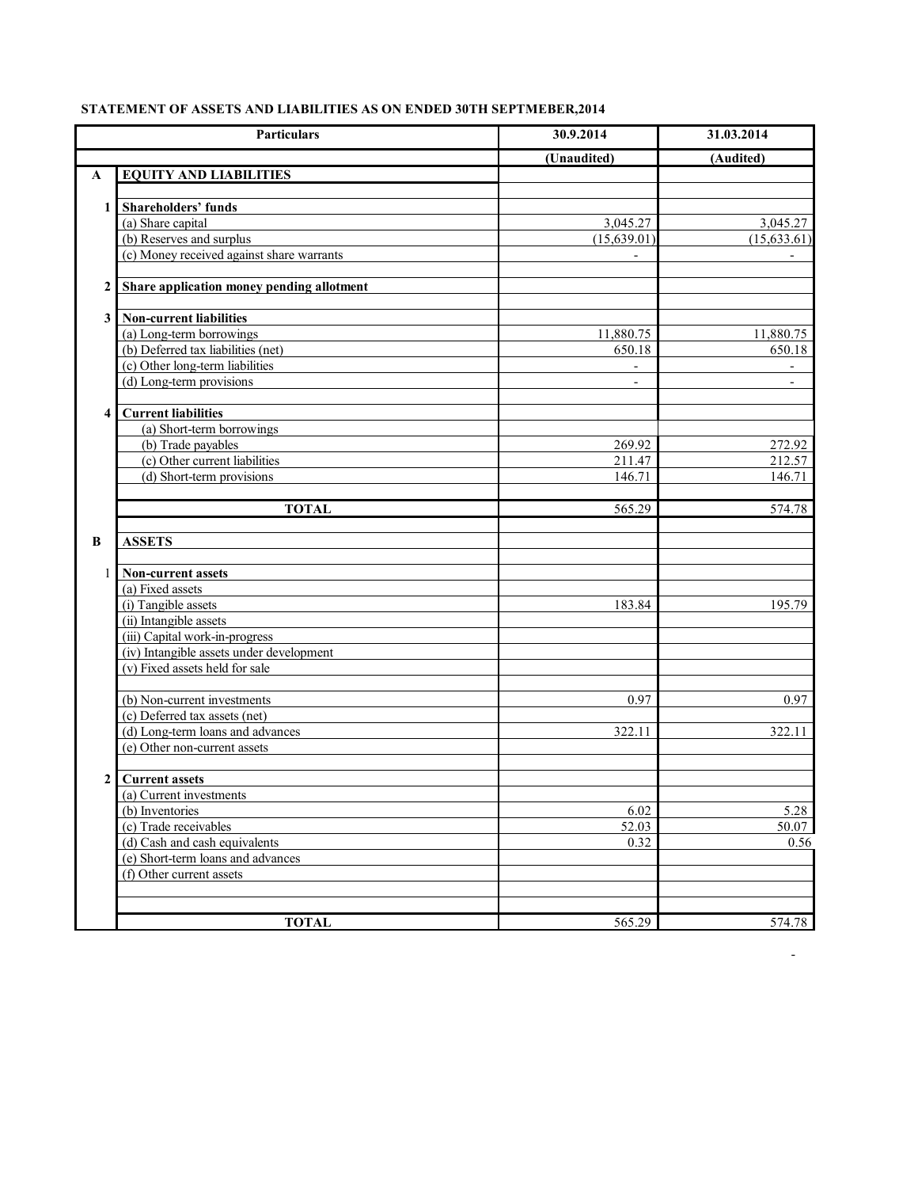**STATEMENT OF ASSETS AND LIABILITIES AS ON ENDED 30TH SEPTMEBER,2014**

| | Particulars | 30.9.2014 | 31.03.2014 |
|---|---|---|---|
| | | (Unaudited) | (Audited) |
| **A** | **EQUITY AND LIABILITIES** | | |
| | | | |
| **1** | **Shareholders' funds** | | |
| | (a) Share capital | 3,045.27 | 3,045.27 |
| | (b) Reserves and surplus | (15,639.01) | (15,633.61) |
| | (c) Money received against share warrants | - | - |
| | | | |
| **2** | **Share application money pending allotment** | | |
| | | | |
| **3** | **Non-current liabilities** | | |
| | (a) Long-term borrowings | 11,880.75 | 11,880.75 |
| | (b) Deferred tax liabilities (net) | 650.18 | 650.18 |
| | (c) Other long-term liabilities | - | - |
| | (d) Long-term provisions | - | - |
| | | | |
| **4** | **Current liabilities** | | |
| | (a) Short-term borrowings | | |
| | (b) Trade payables | 269.92 | 272.92 |
| | (c) Other current liabilities | 211.47 | 212.57 |
| | (d) Short-term provisions | 146.71 | 146.71 |
| | | | |
| | **TOTAL** | 565.29 | 574.78 |
| | | | |
| **B** | **ASSETS** | | |
| | | | |
| 1 | **Non-current assets** | | |
| | (a) Fixed assets | | |
| | (i) Tangible assets | 183.84 | 195.79 |
| | (ii) Intangible assets | | |
| | (iii) Capital work-in-progress | | |
| | (iv) Intangible assets under development | | |
| | (v) Fixed assets held for sale | | |
| | | | |
| | (b) Non-current investments | 0.97 | 0.97 |
| | (c) Deferred tax assets (net) | | |
| | (d) Long-term loans and advances | 322.11 | 322.11 |
| | (e) Other non-current assets | | |
| | | | |
| **2** | **Current assets** | | |
| | (a) Current investments | | |
| | (b) Inventories | 6.02 | 5.28 |
| | (c) Trade receivables | 52.03 | 50.07 |
| | (d) Cash and cash equivalents | 0.32 | 0.56 |
| | (e) Short-term loans and advances | | |
| | (f) Other current assets | | |
| | | | |
| | | | |
| | **TOTAL** | 565.29 | 574.78 |

-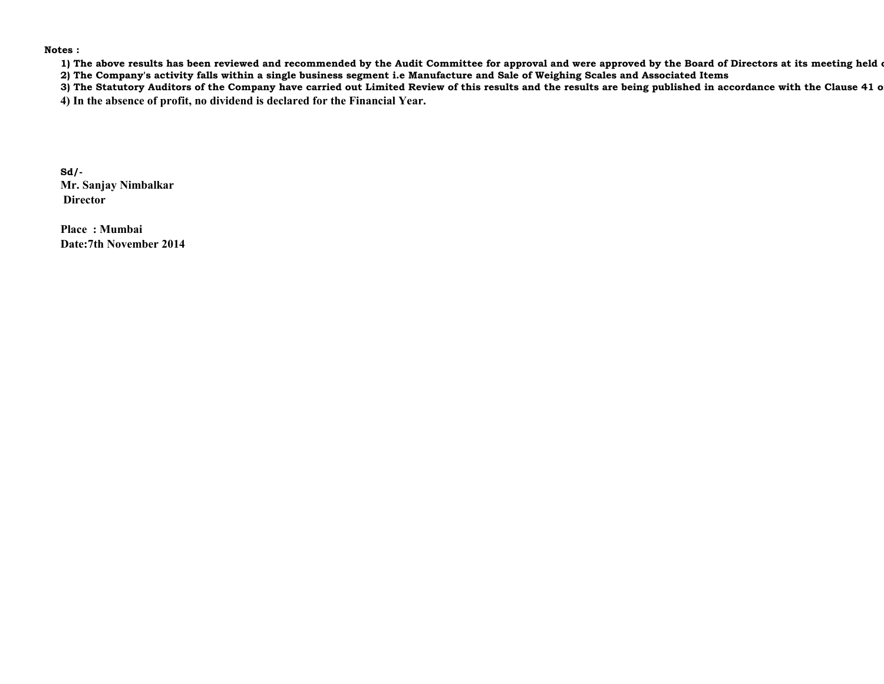**Notes :**

1) The above results has been reviewed and recommended by the Audit Committee for approval and were approved by the Board of Directors at its meeting held o
2) The Company's activity falls within a single business segment i.e Manufacture and Sale of Weighing Scales and Associated Items
3) The Statutory Auditors of the Company have carried out Limited Review of this results and the results are being published in accordance with the Clause 41 o
4) In the absence of profit, no dividend is declared for the Financial Year.

Sd/-
Mr. Sanjay Nimbalkar
Director

Place : Mumbai
Date:7th November 2014